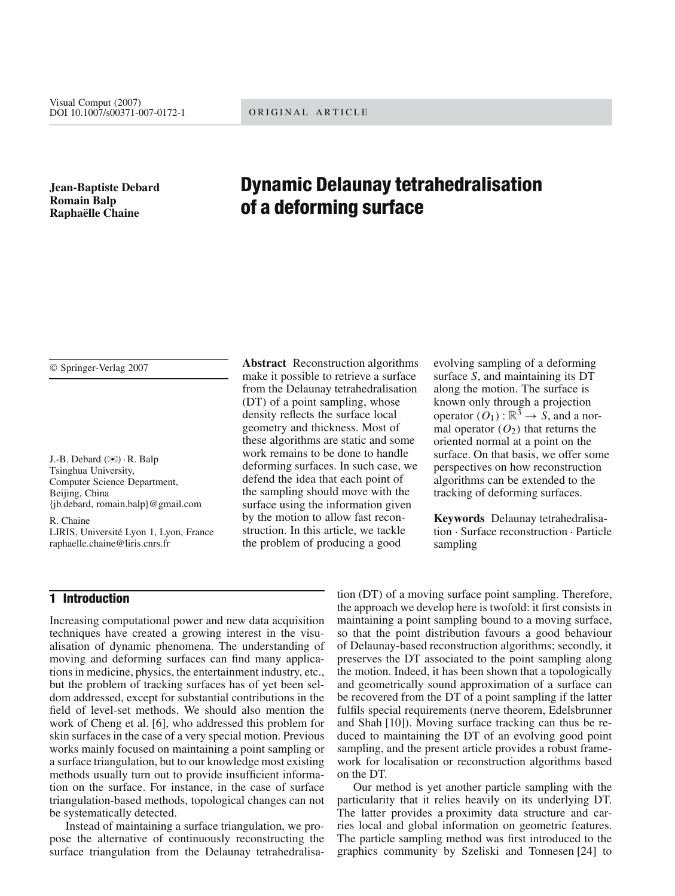Visual Comput (2007)
DOI 10.1007/s00371-007-0172-1

ORIGINAL ARTICLE

**Jean-Baptiste Debard**
**Romain Balp**
**Raphaëlle Chaine**

# Dynamic Delaunay tetrahedralisation of a deforming surface

© Springer-Verlag 2007

J.-B. Debard (✉) · R. Balp
Tsinghua University,
Computer Science Department,
Beijing, China
{jb.debard, romain.balp}@gmail.com

R. Chaine
LIRIS, Université Lyon 1, Lyon, France
raphaelle.chaine@liris.cnrs.fr

**Abstract** Reconstruction algorithms make it possible to retrieve a surface from the Delaunay tetrahedralisation (DT) of a point sampling, whose density reflects the surface local geometry and thickness. Most of these algorithms are static and some work remains to be done to handle deforming surfaces. In such case, we defend the idea that each point of the sampling should move with the surface using the information given by the motion to allow fast reconstruction. In this article, we tackle the problem of producing a good evolving sampling of a deforming surface $S$, and maintaining its DT along the motion. The surface is known only through a projection operator $(O_1) : \mathbb{R}^3 \to S$, and a normal operator $(O_2)$ that returns the oriented normal at a point on the surface. On that basis, we offer some perspectives on how reconstruction algorithms can be extended to the tracking of deforming surfaces.

**Keywords** Delaunay tetrahedralisation · Surface reconstruction · Particle sampling

## 1 Introduction

Increasing computational power and new data acquisition techniques have created a growing interest in the visualisation of dynamic phenomena. The understanding of moving and deforming surfaces can find many applications in medicine, physics, the entertainment industry, etc., but the problem of tracking surfaces has of yet been seldom addressed, except for substantial contributions in the field of level-set methods. We should also mention the work of Cheng et al. [6], who addressed this problem for skin surfaces in the case of a very special motion. Previous works mainly focused on maintaining a point sampling or a surface triangulation, but to our knowledge most existing methods usually turn out to provide insufficient information on the surface. For instance, in the case of surface triangulation-based methods, topological changes can not be systematically detected.

Instead of maintaining a surface triangulation, we propose the alternative of continuously reconstructing the surface triangulation from the Delaunay tetrahedralisation (DT) of a moving surface point sampling. Therefore, the approach we develop here is twofold: it first consists in maintaining a point sampling bound to a moving surface, so that the point distribution favours a good behaviour of Delaunay-based reconstruction algorithms; secondly, it preserves the DT associated to the point sampling along the motion. Indeed, it has been shown that a topologically and geometrically sound approximation of a surface can be recovered from the DT of a point sampling if the latter fulfils special requirements (nerve theorem, Edelsbrunner and Shah [10]). Moving surface tracking can thus be reduced to maintaining the DT of an evolving good point sampling, and the present article provides a robust framework for localisation or reconstruction algorithms based on the DT.

Our method is yet another particle sampling with the particularity that it relies heavily on its underlying DT. The latter provides a proximity data structure and carries local and global information on geometric features. The particle sampling method was first introduced to the graphics community by Szeliski and Tonnesen [24] to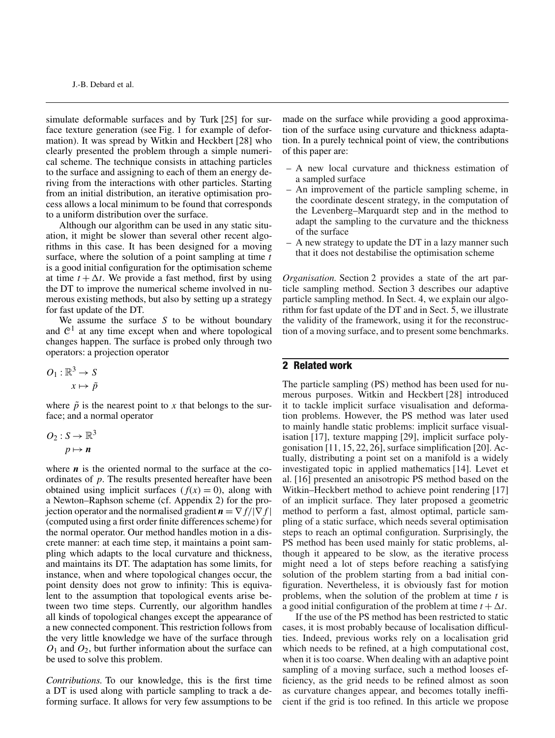simulate deformable surfaces and by Turk [25] for surface texture generation (see Fig. 1 for example of deformation). It was spread by Witkin and Heckbert [28] who clearly presented the problem through a simple numerical scheme. The technique consists in attaching particles to the surface and assigning to each of them an energy deriving from the interactions with other particles. Starting from an initial distribution, an iterative optimisation process allows a local minimum to be found that corresponds to a uniform distribution over the surface.

Although our algorithm can be used in any static situation, it might be slower than several other recent algorithms in this case. It has been designed for a moving surface, where the solution of a point sampling at time $t$ is a good initial configuration for the optimisation scheme at time $t + \Delta t$. We provide a fast method, first by using the DT to improve the numerical scheme involved in numerous existing methods, but also by setting up a strategy for fast update of the DT.

We assume the surface $S$ to be without boundary and $\mathcal{C}^1$ at any time except when and where topological changes happen. The surface is probed only through two operators: a projection operator

$$
\begin{aligned}
O_1 : \mathbb{R}^3 &\to S \\
x &\mapsto \tilde{p}
\end{aligned}
$$

where $\tilde{p}$ is the nearest point to $x$ that belongs to the surface; and a normal operator

$$
\begin{aligned}
O_2 : S &\to \mathbb{R}^3 \\
p &\mapsto \boldsymbol{n}
\end{aligned}
$$

where $\boldsymbol{n}$ is the oriented normal to the surface at the coordinates of $p$. The results presented hereafter have been obtained using implicit surfaces ($f(x) = 0$), along with a Newton–Raphson scheme (cf. Appendix 2) for the projection operator and the normalised gradient $\boldsymbol{n} = \nabla f / |\nabla f|$ (computed using a first order finite differences scheme) for the normal operator. Our method handles motion in a discrete manner: at each time step, it maintains a point sampling which adapts to the local curvature and thickness, and maintains its DT. The adaptation has some limits, for instance, when and where topological changes occur, the point density does not grow to infinity: This is equivalent to the assumption that topological events arise between two time steps. Currently, our algorithm handles all kinds of topological changes except the appearance of a new connected component. This restriction follows from the very little knowledge we have of the surface through $O_1$ and $O_2$, but further information about the surface can be used to solve this problem.

*Contributions.* To our knowledge, this is the first time a DT is used along with particle sampling to track a deforming surface. It allows for very few assumptions to be made on the surface while providing a good approximation of the surface using curvature and thickness adaptation. In a purely technical point of view, the contributions of this paper are:

- A new local curvature and thickness estimation of a sampled surface
- An improvement of the particle sampling scheme, in the coordinate descent strategy, in the computation of the Levenberg–Marquardt step and in the method to adapt the sampling to the curvature and the thickness of the surface
- A new strategy to update the DT in a lazy manner such that it does not destabilise the optimisation scheme

*Organisation.* Section 2 provides a state of the art particle sampling method. Section 3 describes our adaptive particle sampling method. In Sect. 4, we explain our algorithm for fast update of the DT and in Sect. 5, we illustrate the validity of the framework, using it for the reconstruction of a moving surface, and to present some benchmarks.

## 2 Related work

The particle sampling (PS) method has been used for numerous purposes. Witkin and Heckbert [28] introduced it to tackle implicit surface visualisation and deformation problems. However, the PS method was later used to mainly handle static problems: implicit surface visualisation [17], texture mapping [29], implicit surface polygonisation [11, 15, 22, 26], surface simplification [20]. Actually, distributing a point set on a manifold is a widely investigated topic in applied mathematics [14]. Levet et al. [16] presented an anisotropic PS method based on the Witkin–Heckbert method to achieve point rendering [17] of an implicit surface. They later proposed a geometric method to perform a fast, almost optimal, particle sampling of a static surface, which needs several optimisation steps to reach an optimal configuration. Surprisingly, the PS method has been used mainly for static problems, although it appeared to be slow, as the iterative process might need a lot of steps before reaching a satisfying solution of the problem starting from a bad initial configuration. Nevertheless, it is obviously fast for motion problems, when the solution of the problem at time $t$ is a good initial configuration of the problem at time $t + \Delta t$.

If the use of the PS method has been restricted to static cases, it is most probably because of localisation difficulties. Indeed, previous works rely on a localisation grid which needs to be refined, at a high computational cost, when it is too coarse. When dealing with an adaptive point sampling of a moving surface, such a method looses efficiency, as the grid needs to be refined almost as soon as curvature changes appear, and becomes totally inefficient if the grid is too refined. In this article we propose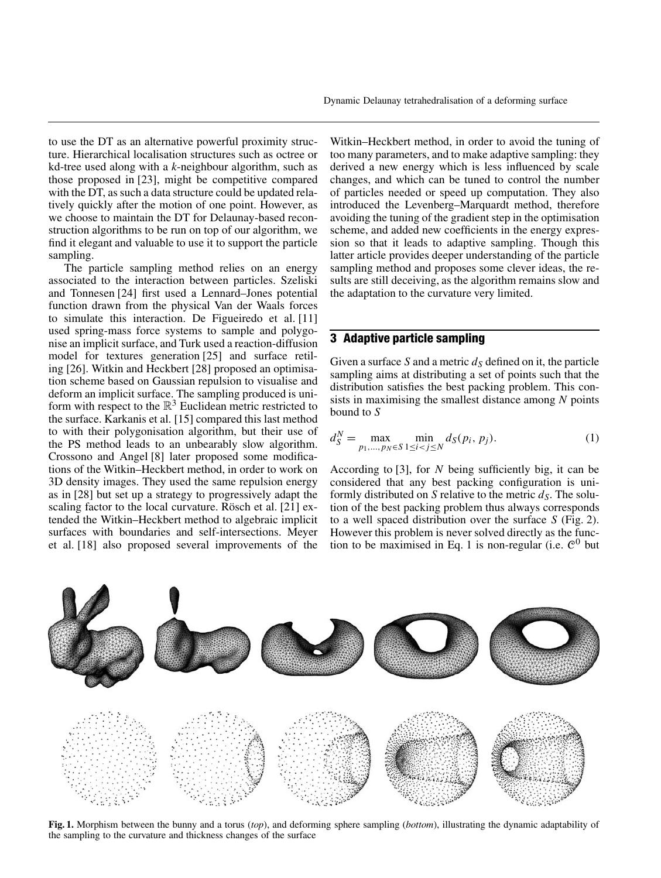to use the DT as an alternative powerful proximity structure. Hierarchical localisation structures such as octree or kd-tree used along with a *k*-neighbour algorithm, such as those proposed in [23], might be competitive compared with the DT, as such a data structure could be updated relatively quickly after the motion of one point. However, as we choose to maintain the DT for Delaunay-based reconstruction algorithms to be run on top of our algorithm, we find it elegant and valuable to use it to support the particle sampling.

The particle sampling method relies on an energy associated to the interaction between particles. Szeliski and Tonnesen [24] first used a Lennard–Jones potential function drawn from the physical Van der Waals forces to simulate this interaction. De Figueiredo et al. [11] used spring-mass force systems to sample and polygonise an implicit surface, and Turk used a reaction-diffusion model for textures generation [25] and surface retiling [26]. Witkin and Heckbert [28] proposed an optimisation scheme based on Gaussian repulsion to visualise and deform an implicit surface. The sampling produced is uniform with respect to the $\mathbb{R}^3$ Euclidean metric restricted to the surface. Karkanis et al. [15] compared this last method to with their polygonisation algorithm, but their use of the PS method leads to an unbearably slow algorithm. Crossono and Angel [8] later proposed some modifications of the Witkin–Heckbert method, in order to work on 3D density images. They used the same repulsion energy as in [28] but set up a strategy to progressively adapt the scaling factor to the local curvature. Rösch et al. [21] extended the Witkin–Heckbert method to algebraic implicit surfaces with boundaries and self-intersections. Meyer et al. [18] also proposed several improvements of the Witkin–Heckbert method, in order to avoid the tuning of too many parameters, and to make adaptive sampling: they derived a new energy which is less influenced by scale changes, and which can be tuned to control the number of particles needed or speed up computation. They also introduced the Levenberg–Marquardt method, therefore avoiding the tuning of the gradient step in the optimisation scheme, and added new coefficients in the energy expression so that it leads to adaptive sampling. Though this latter article provides deeper understanding of the particle sampling method and proposes some clever ideas, the results are still deceiving, as the algorithm remains slow and the adaptation to the curvature very limited.

## 3 Adaptive particle sampling

Given a surface $S$ and a metric $d_S$ defined on it, the particle sampling aims at distributing a set of points such that the distribution satisfies the best packing problem. This consists in maximising the smallest distance among $N$ points bound to $S$

$$d_S^N = \max_{p_1,\ldots,p_N \in S} \min_{1 \le i < j \le N} d_S(p_i, p_j). \tag{1}$$

According to [3], for $N$ being sufficiently big, it can be considered that any best packing configuration is uniformly distributed on $S$ relative to the metric $d_S$. The solution of the best packing problem thus always corresponds to a well spaced distribution over the surface $S$ (Fig. 2). However this problem is never solved directly as the function to be maximised in Eq. 1 is non-regular (i.e. $\mathcal{C}^0$ but

**Fig. 1.** Morphism between the bunny and a torus (*top*), and deforming sphere sampling (*bottom*), illustrating the dynamic adaptability of the sampling to the curvature and thickness changes of the surface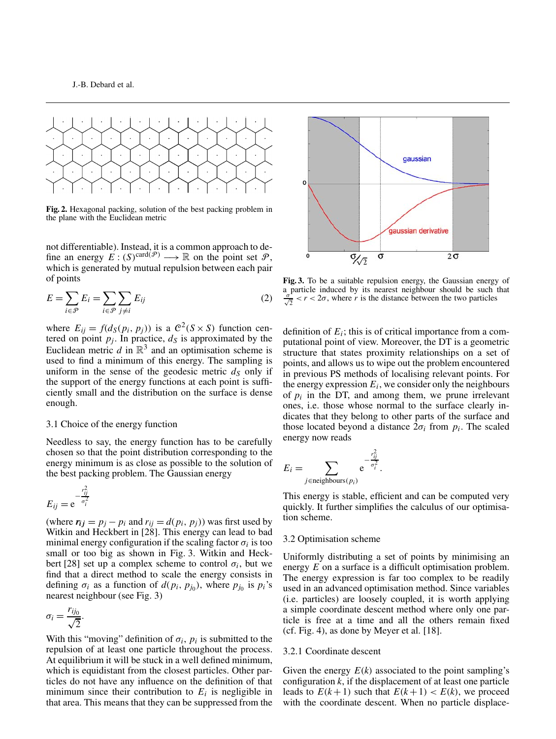Fig. 2. Hexagonal packing, solution of the best packing problem in the plane with the Euclidean metric

not differentiable). Instead, it is a common approach to define an energy $E : (S)^{\mathrm{card}(\mathcal{P})} \longrightarrow \mathbb{R}$ on the point set $\mathcal{P}$, which is generated by mutual repulsion between each pair of points

$$E = \sum_{i \in \mathcal{P}} E_i = \sum_{i \in \mathcal{P}} \sum_{j \neq i} E_{ij} \tag{2}$$

where $E_{ij} = f(d_S(p_i, p_j))$ is a $\mathcal{C}^2(S \times S)$ function centered on point $p_j$. In practice, $d_S$ is approximated by the Euclidean metric $d$ in $\mathbb{R}^3$ and an optimisation scheme is used to find a minimum of this energy. The sampling is uniform in the sense of the geodesic metric $d_S$ only if the support of the energy functions at each point is sufficiently small and the distribution on the surface is dense enough.

### 3.1 Choice of the energy function

Needless to say, the energy function has to be carefully chosen so that the point distribution corresponding to the energy minimum is as close as possible to the solution of the best packing problem. The Gaussian energy

$$E_{ij} = \mathrm{e}^{-\frac{r_{ij}^2}{\sigma_i^2}}$$

(where $\boldsymbol{r_{ij}} = p_j - p_i$ and $r_{ij} = d(p_i, p_j)$) was first used by Witkin and Heckbert in [28]. This energy can lead to bad minimal energy configuration if the scaling factor $\sigma_i$ is too small or too big as shown in Fig. 3. Witkin and Heckbert [28] set up a complex scheme to control $\sigma_i$, but we find that a direct method to scale the energy consists in defining $\sigma_i$ as a function of $d(p_i, p_{j_0})$, where $p_{j_0}$ is $p_i$'s nearest neighbour (see Fig. 3)

$$\sigma_i = \frac{r_{ij_0}}{\sqrt{2}}.$$

With this "moving" definition of $\sigma_i$, $p_i$ is submitted to the repulsion of at least one particle throughout the process. At equilibrium it will be stuck in a well defined minimum, which is equidistant from the closest particles. Other particles do not have any influence on the definition of that minimum since their contribution to $E_i$ is negligible in that area. This means that they can be suppressed from the

Fig. 3. To be a suitable repulsion energy, the Gaussian energy of a particle induced by its nearest neighbour should be such that $\frac{\sigma}{\sqrt{2}} < r < 2\sigma$, where $r$ is the distance between the two particles

definition of $E_i$; this is of critical importance from a computational point of view. Moreover, the DT is a geometric structure that states proximity relationships on a set of points, and allows us to wipe out the problem encountered in previous PS methods of localising relevant points. For the energy expression $E_i$, we consider only the neighbours of $p_i$ in the DT, and among them, we prune irrelevant ones, i.e. those whose normal to the surface clearly indicates that they belong to other parts of the surface and those located beyond a distance $2\sigma_i$ from $p_i$. The scaled energy now reads

$$E_i = \sum_{j \in \mathrm{neighbours}(p_i)} \mathrm{e}^{-\frac{r_{ij}^2}{\sigma_i^2}}.$$

This energy is stable, efficient and can be computed very quickly. It further simplifies the calculus of our optimisation scheme.

### 3.2 Optimisation scheme

Uniformly distributing a set of points by minimising an energy $E$ on a surface is a difficult optimisation problem. The energy expression is far too complex to be readily used in an advanced optimisation method. Since variables (i.e. particles) are loosely coupled, it is worth applying a simple coordinate descent method where only one particle is free at a time and all the others remain fixed (cf. Fig. 4), as done by Meyer et al. [18].

#### 3.2.1 Coordinate descent

Given the energy $E(k)$ associated to the point sampling's configuration $k$, if the displacement of at least one particle leads to $E(k+1)$ such that $E(k+1) < E(k)$, we proceed with the coordinate descent. When no particle displace-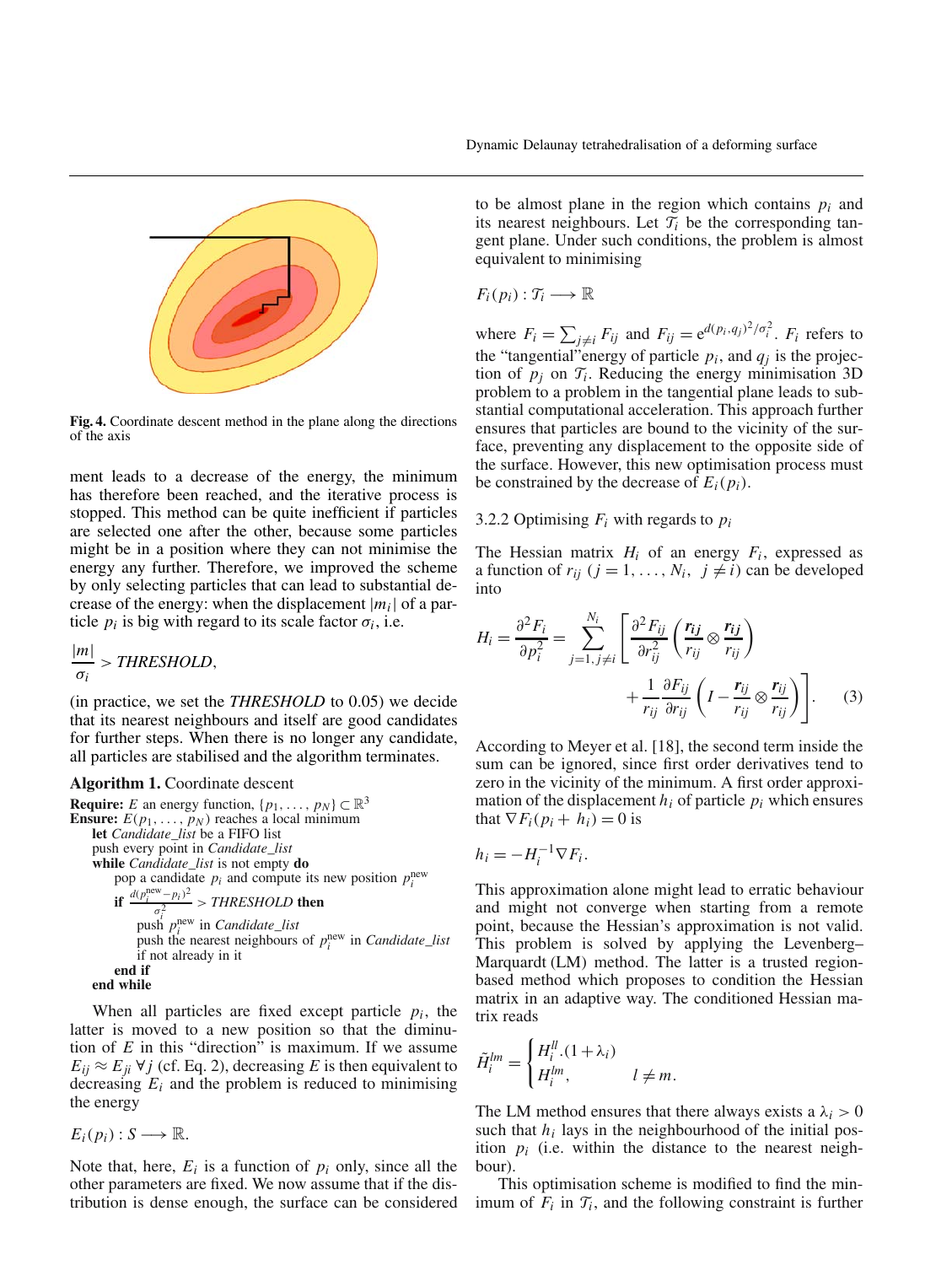Fig. 4. Coordinate descent method in the plane along the directions of the axis

ment leads to a decrease of the energy, the minimum has therefore been reached, and the iterative process is stopped. This method can be quite inefficient if particles are selected one after the other, because some particles might be in a position where they can not minimise the energy any further. Therefore, we improved the scheme by only selecting particles that can lead to substantial decrease of the energy: when the displacement $|m_i|$ of a particle $p_i$ is big with regard to its scale factor $\sigma_i$, i.e.

$$\frac{|m|}{\sigma_i} > \textit{THRESHOLD},$$

(in practice, we set the *THRESHOLD* to 0.05) we decide that its nearest neighbours and itself are good candidates for further steps. When there is no longer any candidate, all particles are stabilised and the algorithm terminates.

**Algorithm 1.** Coordinate descent

```
Require: E an energy function, {p_1, ..., p_N} ⊂ ℝ^3
Ensure: E(p_1, ..., p_N) reaches a local minimum
  let Candidate_list be a FIFO list
  push every point in Candidate_list
  while Candidate_list is not empty do
    pop a candidate p_i and compute its new position p_i^new
    if d(p_i^new − p_i)^2 / σ_i^2 > THRESHOLD then
      push p_i^new in Candidate_list
      push the nearest neighbours of p_i^new in Candidate_list
      if not already in it
    end if
  end while
```

When all particles are fixed except particle $p_i$, the latter is moved to a new position so that the diminution of $E$ in this "direction" is maximum. If we assume $E_{ij} \approx E_{ji}\ \forall j$ (cf. Eq. 2), decreasing $E$ is then equivalent to decreasing $E_i$ and the problem is reduced to minimising the energy

$$E_i(p_i) : S \longrightarrow \mathbb{R}.$$

Note that, here, $E_i$ is a function of $p_i$ only, since all the other parameters are fixed. We now assume that if the distribution is dense enough, the surface can be considered to be almost plane in the region which contains $p_i$ and its nearest neighbours. Let $\mathcal{T}_i$ be the corresponding tangent plane. Under such conditions, the problem is almost equivalent to minimising

$$F_i(p_i) : \mathcal{T}_i \longrightarrow \mathbb{R}$$

where $F_i = \sum_{j \neq i} F_{ij}$ and $F_{ij} = e^{d(p_i, q_j)^2/\sigma_i^2}$. $F_i$ refers to the "tangential"energy of particle $p_i$, and $q_j$ is the projection of $p_j$ on $\mathcal{T}_i$. Reducing the energy minimisation 3D problem to a problem in the tangential plane leads to substantial computational acceleration. This approach further ensures that particles are bound to the vicinity of the surface, preventing any displacement to the opposite side of the surface. However, this new optimisation process must be constrained by the decrease of $E_i(p_i)$.

### 3.2.2 Optimising $F_i$ with regards to $p_i$

The Hessian matrix $H_i$ of an energy $F_i$, expressed as a function of $r_{ij}$ ($j = 1, \ldots, N_i,\ \ j \neq i$) can be developed into

$$H_i = \frac{\partial^2 F_i}{\partial p_i^2} = \sum_{j=1, j\neq i}^{N_i} \left[ \frac{\partial^2 F_{ij}}{\partial r_{ij}^2} \left( \frac{\boldsymbol{r_{ij}}}{r_{ij}} \otimes \frac{\boldsymbol{r_{ij}}}{r_{ij}} \right) + \frac{1}{r_{ij}} \frac{\partial F_{ij}}{\partial r_{ij}} \left( I - \frac{\boldsymbol{r_{ij}}}{r_{ij}} \otimes \frac{\boldsymbol{r_{ij}}}{r_{ij}} \right) \right]. \quad (3)$$

According to Meyer et al. [18], the second term inside the sum can be ignored, since first order derivatives tend to zero in the vicinity of the minimum. A first order approximation of the displacement $h_i$ of particle $p_i$ which ensures that $\nabla F_i(p_i + h_i) = 0$ is

$$h_i = -H_i^{-1} \nabla F_i.$$

This approximation alone might lead to erratic behaviour and might not converge when starting from a remote point, because the Hessian's approximation is not valid. This problem is solved by applying the Levenberg–Marquardt (LM) method. The latter is a trusted region-based method which proposes to condition the Hessian matrix in an adaptive way. The conditioned Hessian matrix reads

$$\tilde{H}_i^{lm} = \begin{cases} H_i^{ll}.(1 + \lambda_i) \\ H_i^{lm}, & l \neq m. \end{cases}$$

The LM method ensures that there always exists a $\lambda_i > 0$ such that $h_i$ lays in the neighbourhood of the initial position $p_i$ (i.e. within the distance to the nearest neighbour).

This optimisation scheme is modified to find the minimum of $F_i$ in $\mathcal{T}_i$, and the following constraint is further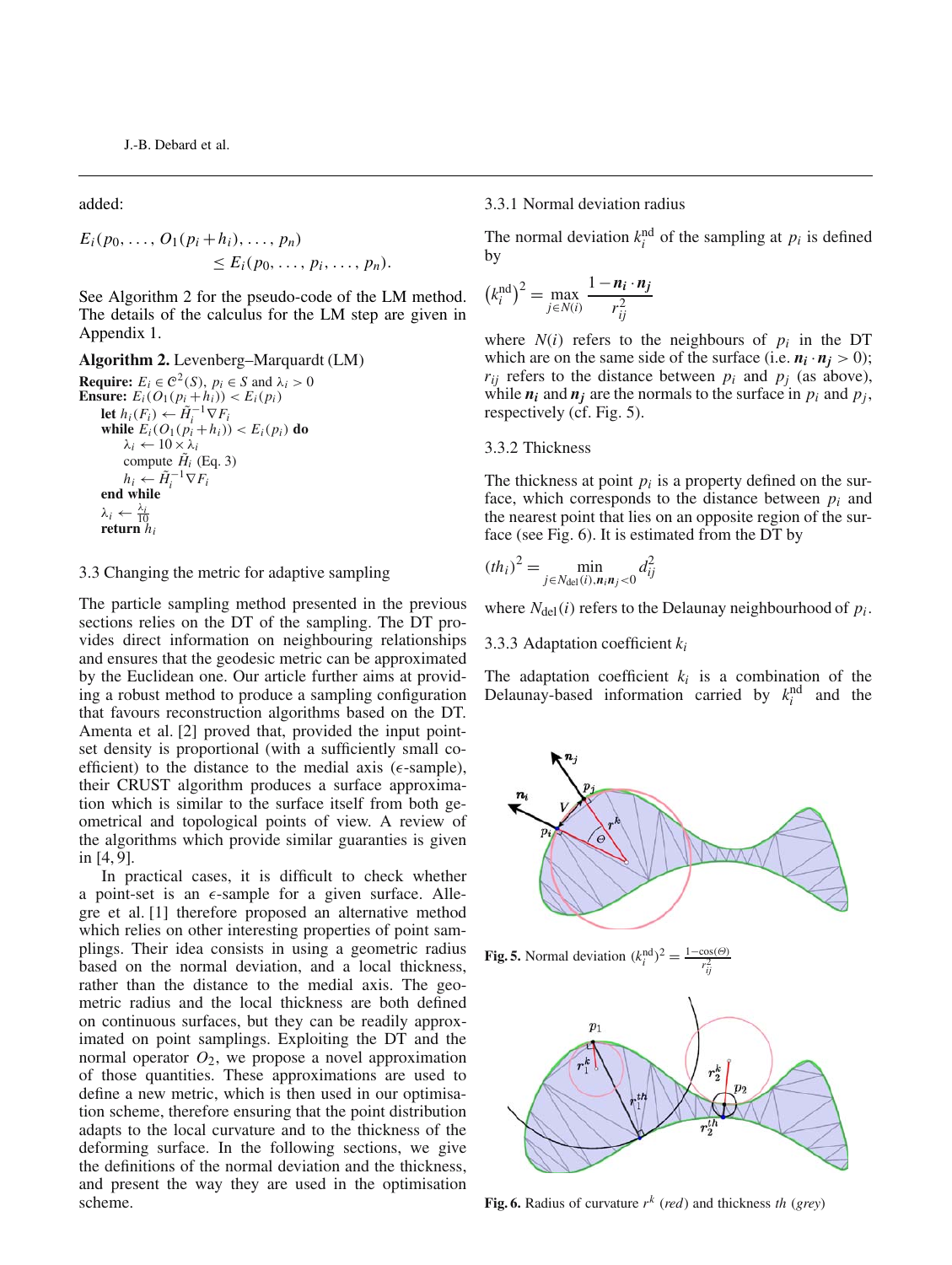added:

$$E_i(p_0, \ldots, O_1(p_i + h_i), \ldots, p_n) \leq E_i(p_0, \ldots, p_i, \ldots, p_n).$$

See Algorithm 2 for the pseudo-code of the LM method. The details of the calculus for the LM step are given in Appendix 1.

**Algorithm 2.** Levenberg–Marquardt (LM)

**Require:** $E_i \in \mathcal{C}^2(S)$, $p_i \in S$ and $\lambda_i > 0$
**Ensure:** $E_i(O_1(p_i + h_i)) < E_i(p_i)$
  **let** $h_i(F_i) \leftarrow \tilde{H}_i^{-1} \nabla F_i$
  **while** $E_i(O_1(p_i + h_i)) < E_i(p_i)$ **do**
    $\lambda_i \leftarrow 10 \times \lambda_i$
    compute $\tilde{H}_i$ (Eq. 3)
    $h_i \leftarrow \tilde{H}_i^{-1} \nabla F_i$
  **end while**
  $\lambda_i \leftarrow \frac{\lambda_i}{10}$
  **return** $h_i$

### 3.3 Changing the metric for adaptive sampling

The particle sampling method presented in the previous sections relies on the DT of the sampling. The DT provides direct information on neighbouring relationships and ensures that the geodesic metric can be approximated by the Euclidean one. Our article further aims at providing a robust method to produce a sampling configuration that favours reconstruction algorithms based on the DT. Amenta et al. [2] proved that, provided the input point-set density is proportional (with a sufficiently small coefficient) to the distance to the medial axis ($\epsilon$-sample), their CRUST algorithm produces a surface approximation which is similar to the surface itself from both geometrical and topological points of view. A review of the algorithms which provide similar guaranties is given in [4, 9].

In practical cases, it is difficult to check whether a point-set is an $\epsilon$-sample for a given surface. Allegre et al. [1] therefore proposed an alternative method which relies on other interesting properties of point samplings. Their idea consists in using a geometric radius based on the normal deviation, and a local thickness, rather than the distance to the medial axis. The geometric radius and the local thickness are both defined on continuous surfaces, but they can be readily approximated on point samplings. Exploiting the DT and the normal operator $O_2$, we propose a novel approximation of those quantities. These approximations are used to define a new metric, which is then used in our optimisation scheme, therefore ensuring that the point distribution adapts to the local curvature and to the thickness of the deforming surface. In the following sections, we give the definitions of the normal deviation and the thickness, and present the way they are used in the optimisation scheme.

#### 3.3.1 Normal deviation radius

The normal deviation $k_i^{\text{nd}}$ of the sampling at $p_i$ is defined by

$$\left(k_i^{\text{nd}}\right)^2 = \max_{j \in N(i)} \frac{1 - \boldsymbol{n_i} \cdot \boldsymbol{n_j}}{r_{ij}^2}$$

where $N(i)$ refers to the neighbours of $p_i$ in the DT which are on the same side of the surface (i.e. $\boldsymbol{n_i} \cdot \boldsymbol{n_j} > 0$); $r_{ij}$ refers to the distance between $p_i$ and $p_j$ (as above), while $\boldsymbol{n_i}$ and $\boldsymbol{n_j}$ are the normals to the surface in $p_i$ and $p_j$, respectively (cf. Fig. 5).

#### 3.3.2 Thickness

The thickness at point $p_i$ is a property defined on the surface, which corresponds to the distance between $p_i$ and the nearest point that lies on an opposite region of the surface (see Fig. 6). It is estimated from the DT by

$$(th_i)^2 = \min_{j \in N_{\text{del}}(i), \boldsymbol{n_i}\boldsymbol{n_j} < 0} d_{ij}^2$$

where $N_{\text{del}}(i)$ refers to the Delaunay neighbourhood of $p_i$.

#### 3.3.3 Adaptation coefficient $k_i$

The adaptation coefficient $k_i$ is a combination of the Delaunay-based information carried by $k_i^{\text{nd}}$ and the

**Fig. 5.** Normal deviation $(k_i^{\text{nd}})^2 = \frac{1-\cos(\Theta)}{r_{ij}^2}$

**Fig. 6.** Radius of curvature $r^k$ (*red*) and thickness $th$ (*grey*)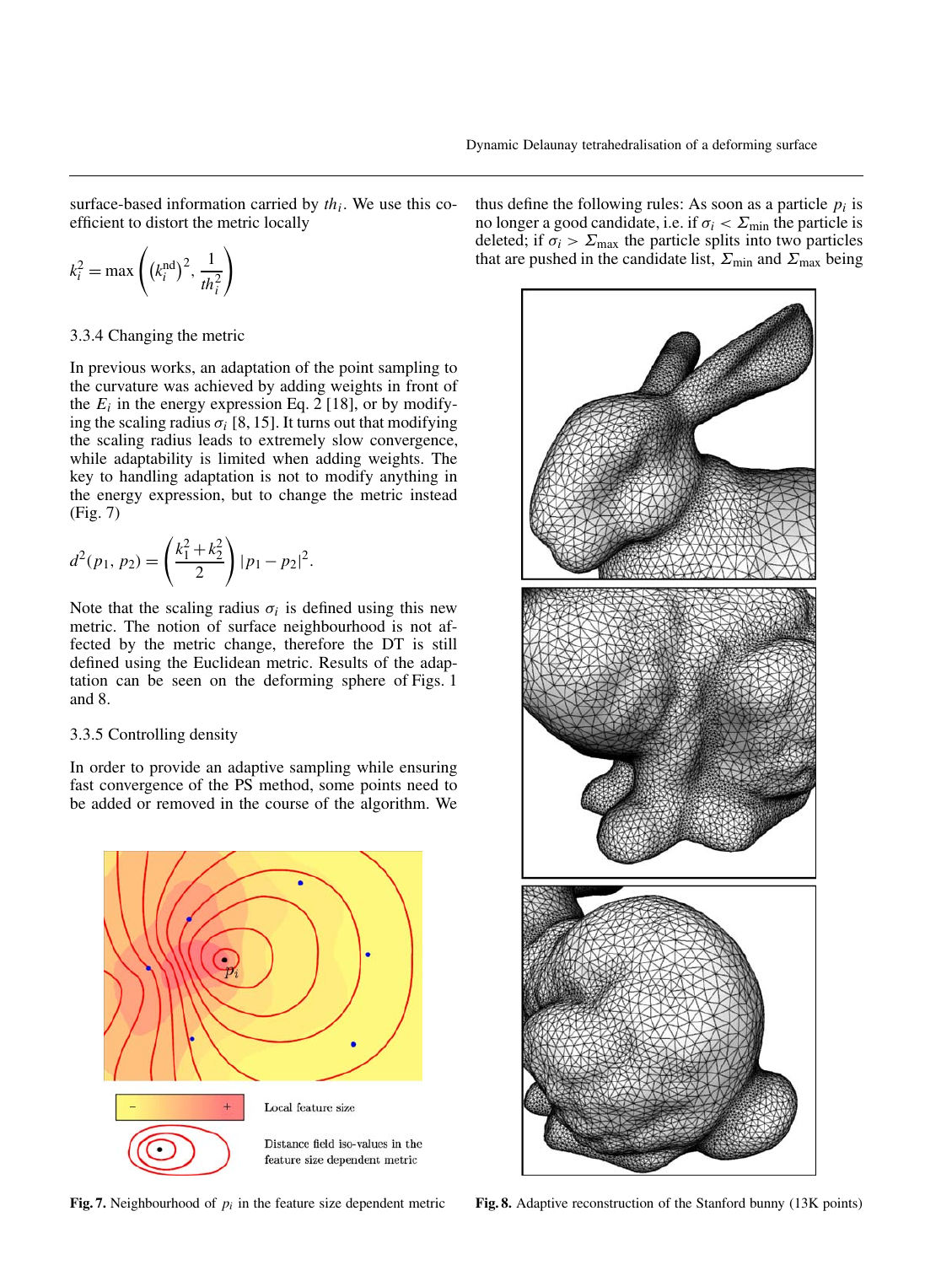surface-based information carried by $th_i$. We use this coefficient to distort the metric locally

$$k_i^2 = \max\left(\left(k_i^{\mathrm{nd}}\right)^2, \frac{1}{th_i^2}\right)$$

#### 3.3.4 Changing the metric

In previous works, an adaptation of the point sampling to the curvature was achieved by adding weights in front of the $E_i$ in the energy expression Eq. 2 [18], or by modifying the scaling radius $\sigma_i$ [8, 15]. It turns out that modifying the scaling radius leads to extremely slow convergence, while adaptability is limited when adding weights. The key to handling adaptation is not to modify anything in the energy expression, but to change the metric instead (Fig. 7)

$$d^2(p_1, p_2) = \left(\frac{k_1^2 + k_2^2}{2}\right) |p_1 - p_2|^2.$$

Note that the scaling radius $\sigma_i$ is defined using this new metric. The notion of surface neighbourhood is not affected by the metric change, therefore the DT is still defined using the Euclidean metric. Results of the adaptation can be seen on the deforming sphere of Figs. 1 and 8.

#### 3.3.5 Controlling density

In order to provide an adaptive sampling while ensuring fast convergence of the PS method, some points need to be added or removed in the course of the algorithm. We thus define the following rules: As soon as a particle $p_i$ is no longer a good candidate, i.e. if $\sigma_i < \Sigma_{\min}$ the particle is deleted; if $\sigma_i > \Sigma_{\max}$ the particle splits into two particles that are pushed in the candidate list, $\Sigma_{\min}$ and $\Sigma_{\max}$ being

**Fig. 7.** Neighbourhood of $p_i$ in the feature size dependent metric

**Fig. 8.** Adaptive reconstruction of the Stanford bunny (13K points)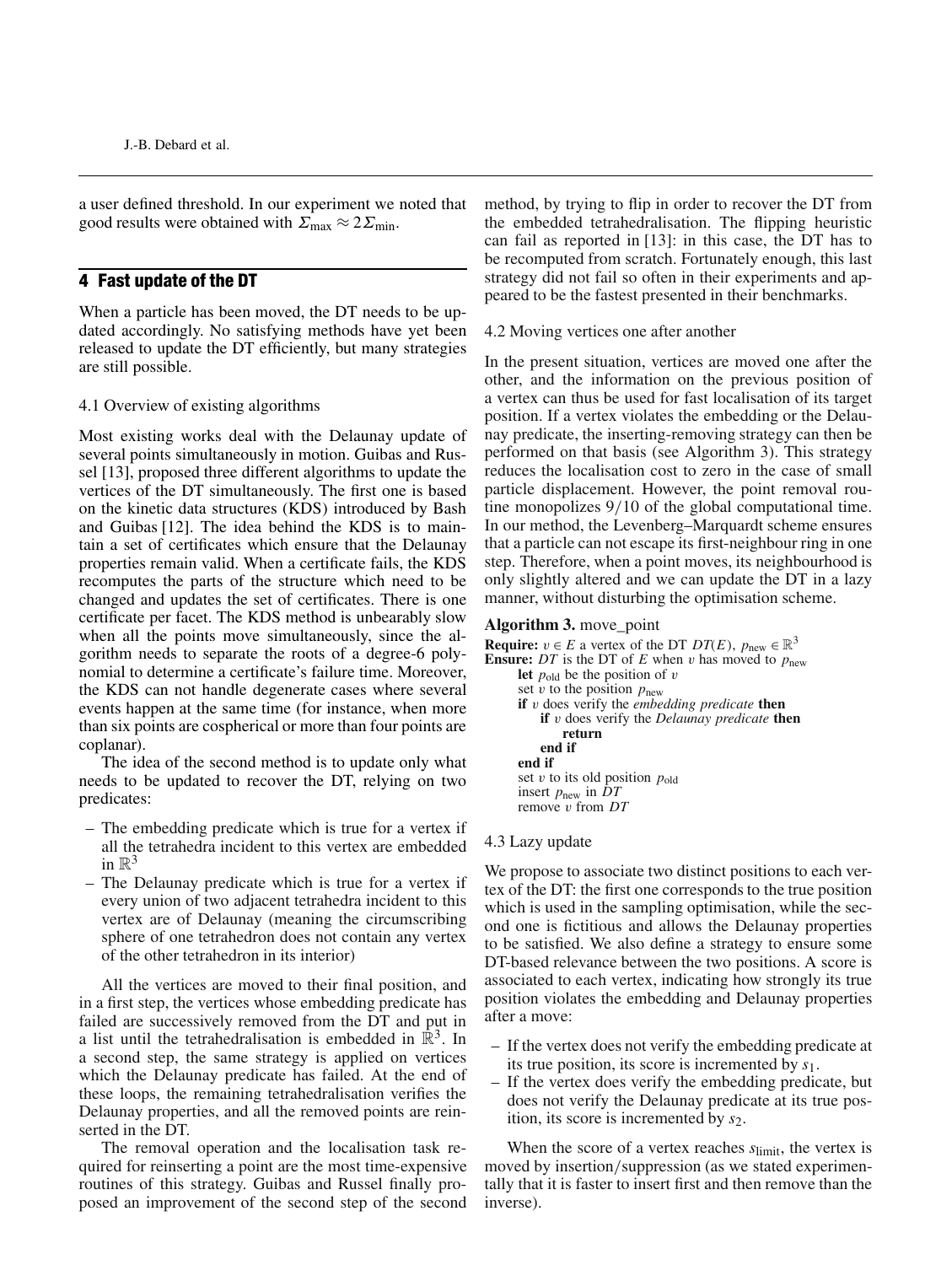a user defined threshold. In our experiment we noted that good results were obtained with $\Sigma_{\max} \approx 2\Sigma_{\min}$.

## 4 Fast update of the DT

When a particle has been moved, the DT needs to be updated accordingly. No satisfying methods have yet been released to update the DT efficiently, but many strategies are still possible.

### 4.1 Overview of existing algorithms

Most existing works deal with the Delaunay update of several points simultaneously in motion. Guibas and Russel [13], proposed three different algorithms to update the vertices of the DT simultaneously. The first one is based on the kinetic data structures (KDS) introduced by Bash and Guibas [12]. The idea behind the KDS is to maintain a set of certificates which ensure that the Delaunay properties remain valid. When a certificate fails, the KDS recomputes the parts of the structure which need to be changed and updates the set of certificates. There is one certificate per facet. The KDS method is unbearably slow when all the points move simultaneously, since the algorithm needs to separate the roots of a degree-6 polynomial to determine a certificate's failure time. Moreover, the KDS can not handle degenerate cases where several events happen at the same time (for instance, when more than six points are cospherical or more than four points are coplanar).

The idea of the second method is to update only what needs to be updated to recover the DT, relying on two predicates:

- The embedding predicate which is true for a vertex if all the tetrahedra incident to this vertex are embedded in $\mathbb{R}^3$
- The Delaunay predicate which is true for a vertex if every union of two adjacent tetrahedra incident to this vertex are of Delaunay (meaning the circumscribing sphere of one tetrahedron does not contain any vertex of the other tetrahedron in its interior)

All the vertices are moved to their final position, and in a first step, the vertices whose embedding predicate has failed are successively removed from the DT and put in a list until the tetrahedralisation is embedded in $\mathbb{R}^3$. In a second step, the same strategy is applied on vertices which the Delaunay predicate has failed. At the end of these loops, the remaining tetrahedralisation verifies the Delaunay properties, and all the removed points are reinserted in the DT.

The removal operation and the localisation task required for reinserting a point are the most time-expensive routines of this strategy. Guibas and Russel finally proposed an improvement of the second step of the second method, by trying to flip in order to recover the DT from the embedded tetrahedralisation. The flipping heuristic can fail as reported in [13]: in this case, the DT has to be recomputed from scratch. Fortunately enough, this last strategy did not fail so often in their experiments and appeared to be the fastest presented in their benchmarks.

### 4.2 Moving vertices one after another

In the present situation, vertices are moved one after the other, and the information on the previous position of a vertex can thus be used for fast localisation of its target position. If a vertex violates the embedding or the Delaunay predicate, the inserting-removing strategy can then be performed on that basis (see Algorithm 3). This strategy reduces the localisation cost to zero in the case of small particle displacement. However, the point removal routine monopolizes 9/10 of the global computational time. In our method, the Levenberg–Marquardt scheme ensures that a particle can not escape its first-neighbour ring in one step. Therefore, when a point moves, its neighbourhood is only slightly altered and we can update the DT in a lazy manner, without disturbing the optimisation scheme.

**Algorithm 3.** move_point

**Require:** $v \in E$ a vertex of the DT $DT(E)$, $p_{\text{new}} \in \mathbb{R}^3$
**Ensure:** $DT$ is the DT of $E$ when $v$ has moved to $p_{\text{new}}$

```
let p_old be the position of v
set v to the position p_new
if v does verify the embedding predicate then
    if v does verify the Delaunay predicate then
        return
    end if
end if
set v to its old position p_old
insert p_new in DT
remove v from DT
```

### 4.3 Lazy update

We propose to associate two distinct positions to each vertex of the DT: the first one corresponds to the true position which is used in the sampling optimisation, while the second one is fictitious and allows the Delaunay properties to be satisfied. We also define a strategy to ensure some DT-based relevance between the two positions. A score is associated to each vertex, indicating how strongly its true position violates the embedding and Delaunay properties after a move:

- If the vertex does not verify the embedding predicate at its true position, its score is incremented by $s_1$.
- If the vertex does verify the embedding predicate, but does not verify the Delaunay predicate at its true position, its score is incremented by $s_2$.

When the score of a vertex reaches $s_{\text{limit}}$, the vertex is moved by insertion/suppression (as we stated experimentally that it is faster to insert first and then remove than the inverse).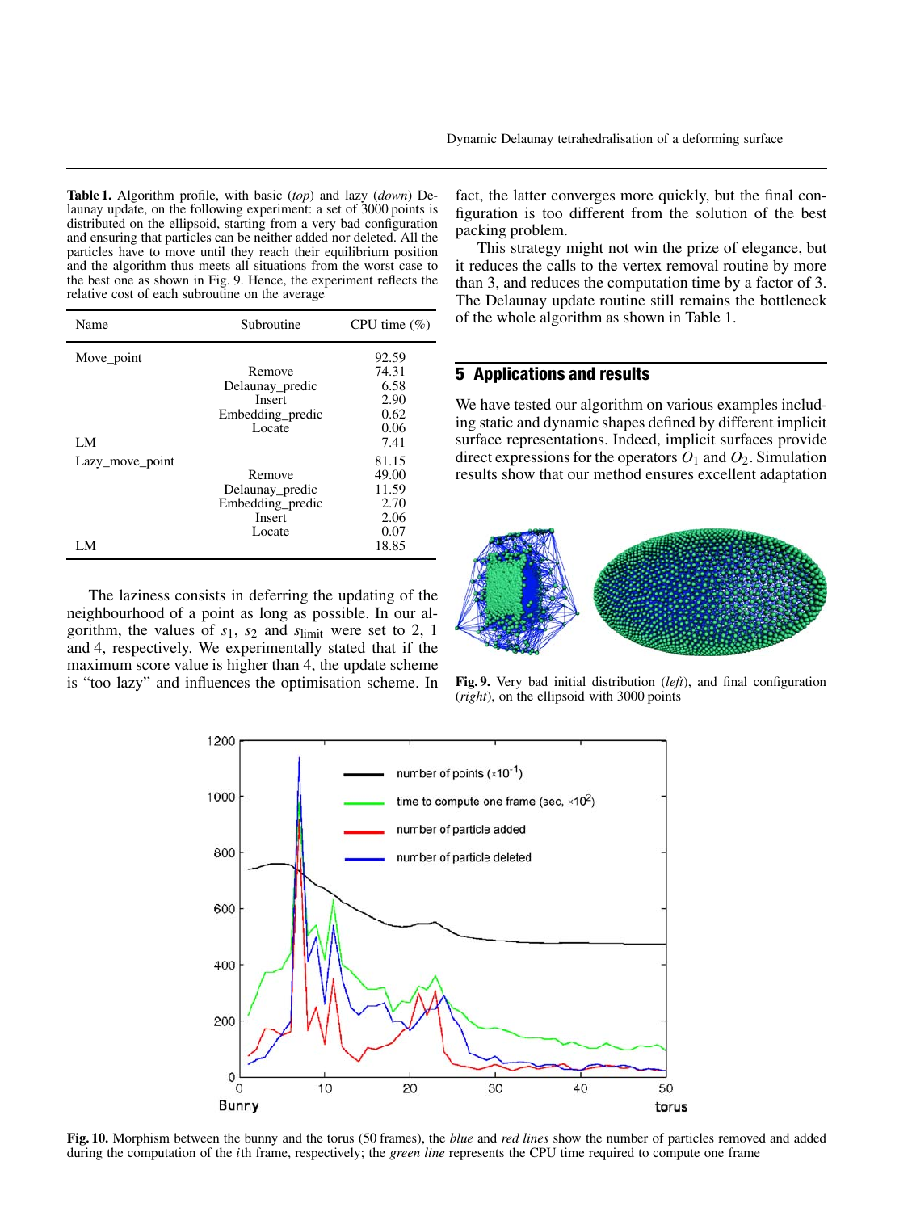**Table 1.** Algorithm profile, with basic (*top*) and lazy (*down*) Delaunay update, on the following experiment: a set of 3000 points is distributed on the ellipsoid, starting from a very bad configuration and ensuring that particles can be neither added nor deleted. All the particles have to move until they reach their equilibrium position and the algorithm thus meets all situations from the worst case to the best one as shown in Fig. 9. Hence, the experiment reflects the relative cost of each subroutine on the average

| Name | Subroutine | CPU time (%) |
|---|---|---|
| Move_point | | 92.59 |
| | Remove | 74.31 |
| | Delaunay_predic | 6.58 |
| | Insert | 2.90 |
| | Embedding_predic | 0.62 |
| | Locate | 0.06 |
| LM | | 7.41 |
| Lazy_move_point | | 81.15 |
| | Remove | 49.00 |
| | Delaunay_predic | 11.59 |
| | Embedding_predic | 2.70 |
| | Insert | 2.06 |
| | Locate | 0.07 |
| LM | | 18.85 |

The laziness consists in deferring the updating of the neighbourhood of a point as long as possible. In our algorithm, the values of $s_1$, $s_2$ and $s_{\text{limit}}$ were set to 2, 1 and 4, respectively. We experimentally stated that if the maximum score value is higher than 4, the update scheme is "too lazy" and influences the optimisation scheme. In fact, the latter converges more quickly, but the final configuration is too different from the solution of the best packing problem.

This strategy might not win the prize of elegance, but it reduces the calls to the vertex removal routine by more than 3, and reduces the computation time by a factor of 3. The Delaunay update routine still remains the bottleneck of the whole algorithm as shown in Table 1.

## 5 Applications and results

We have tested our algorithm on various examples including static and dynamic shapes defined by different implicit surface representations. Indeed, implicit surfaces provide direct expressions for the operators $O_1$ and $O_2$. Simulation results show that our method ensures excellent adaptation

**Fig. 9.** Very bad initial distribution (*left*), and final configuration (*right*), on the ellipsoid with 3000 points

**Fig. 10.** Morphism between the bunny and the torus (50 frames), the *blue* and *red lines* show the number of particles removed and added during the computation of the $i$th frame, respectively; the *green line* represents the CPU time required to compute one frame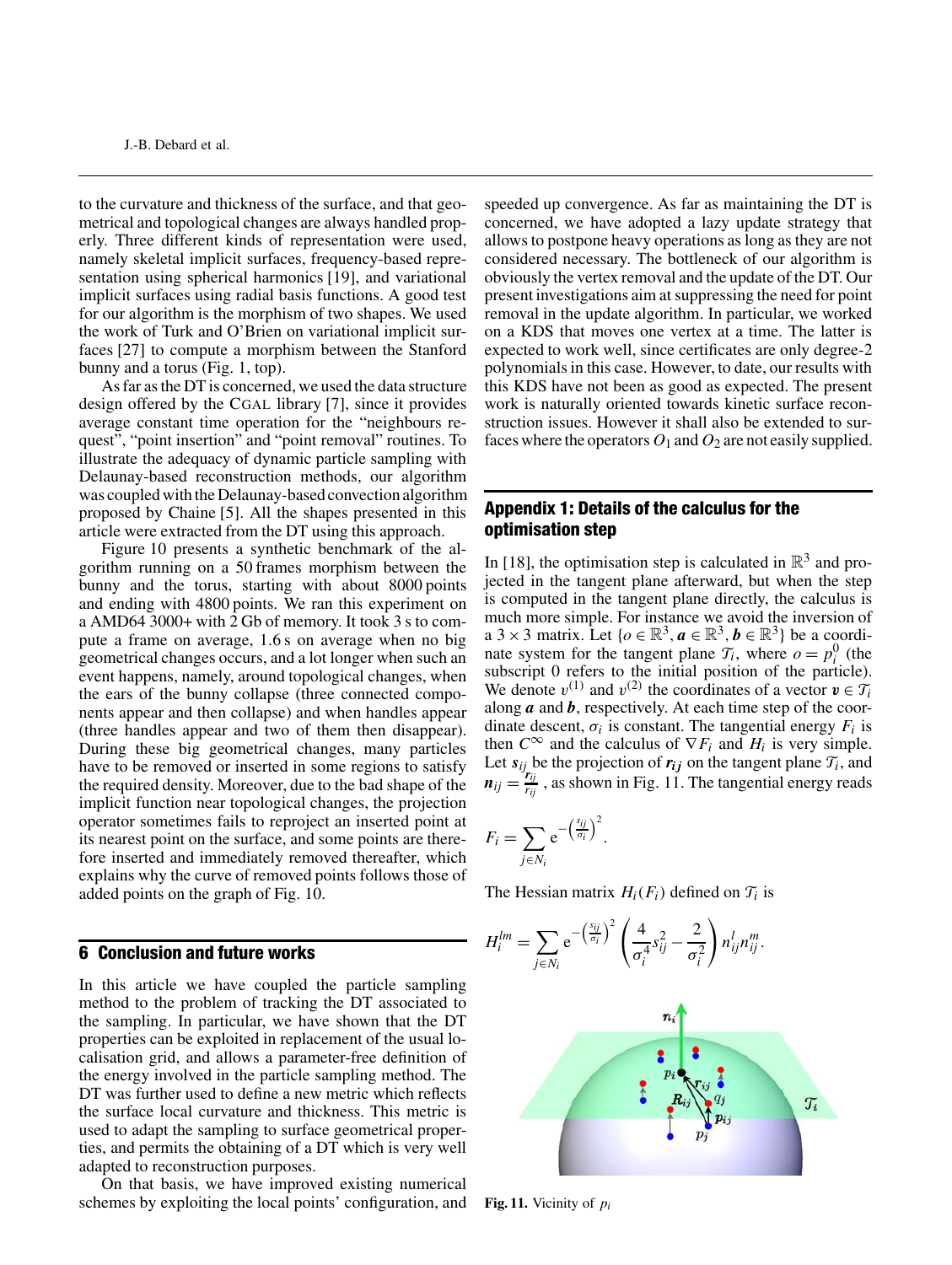to the curvature and thickness of the surface, and that geometrical and topological changes are always handled properly. Three different kinds of representation were used, namely skeletal implicit surfaces, frequency-based representation using spherical harmonics [19], and variational implicit surfaces using radial basis functions. A good test for our algorithm is the morphism of two shapes. We used the work of Turk and O'Brien on variational implicit surfaces [27] to compute a morphism between the Stanford bunny and a torus (Fig. 1, top).

As far as the DT is concerned, we used the data structure design offered by the CGAL library [7], since it provides average constant time operation for the "neighbours request", "point insertion" and "point removal" routines. To illustrate the adequacy of dynamic particle sampling with Delaunay-based reconstruction methods, our algorithm was coupled with the Delaunay-based convection algorithm proposed by Chaine [5]. All the shapes presented in this article were extracted from the DT using this approach.

Figure 10 presents a synthetic benchmark of the algorithm running on a 50 frames morphism between the bunny and the torus, starting with about 8000 points and ending with 4800 points. We ran this experiment on a AMD64 3000+ with 2 Gb of memory. It took 3 s to compute a frame on average, 1.6 s on average when no big geometrical changes occurs, and a lot longer when such an event happens, namely, around topological changes, when the ears of the bunny collapse (three connected components appear and then collapse) and when handles appear (three handles appear and two of them then disappear). During these big geometrical changes, many particles have to be removed or inserted in some regions to satisfy the required density. Moreover, due to the bad shape of the implicit function near topological changes, the projection operator sometimes fails to reproject an inserted point at its nearest point on the surface, and some points are therefore inserted and immediately removed thereafter, which explains why the curve of removed points follows those of added points on the graph of Fig. 10.

## 6 Conclusion and future works

In this article we have coupled the particle sampling method to the problem of tracking the DT associated to the sampling. In particular, we have shown that the DT properties can be exploited in replacement of the usual localisation grid, and allows a parameter-free definition of the energy involved in the particle sampling method. The DT was further used to define a new metric which reflects the surface local curvature and thickness. This metric is used to adapt the sampling to surface geometrical properties, and permits the obtaining of a DT which is very well adapted to reconstruction purposes.

On that basis, we have improved existing numerical schemes by exploiting the local points' configuration, and speeded up convergence. As far as maintaining the DT is concerned, we have adopted a lazy update strategy that allows to postpone heavy operations as long as they are not considered necessary. The bottleneck of our algorithm is obviously the vertex removal and the update of the DT. Our present investigations aim at suppressing the need for point removal in the update algorithm. In particular, we worked on a KDS that moves one vertex at a time. The latter is expected to work well, since certificates are only degree-2 polynomials in this case. However, to date, our results with this KDS have not been as good as expected. The present work is naturally oriented towards kinetic surface reconstruction issues. However it shall also be extended to surfaces where the operators $O_1$ and $O_2$ are not easily supplied.

## Appendix 1: Details of the calculus for the optimisation step

In [18], the optimisation step is calculated in $\mathbb{R}^3$ and projected in the tangent plane afterward, but when the step is computed in the tangent plane directly, the calculus is much more simple. For instance we avoid the inversion of a $3 \times 3$ matrix. Let $\{o \in \mathbb{R}^3, \boldsymbol{a} \in \mathbb{R}^3, \boldsymbol{b} \in \mathbb{R}^3\}$ be a coordinate system for the tangent plane $\mathcal{T}_i$, where $o = p_i^0$ (the subscript 0 refers to the initial position of the particle). We denote $v^{(1)}$ and $v^{(2)}$ the coordinates of a vector $\boldsymbol{v} \in \mathcal{T}_i$ along $\boldsymbol{a}$ and $\boldsymbol{b}$, respectively. At each time step of the coordinate descent, $\sigma_i$ is constant. The tangential energy $F_i$ is then $C^\infty$ and the calculus of $\nabla F_i$ and $H_i$ is very simple. Let $\boldsymbol{s}_{ij}$ be the projection of $\boldsymbol{r}_{ij}$ on the tangent plane $\mathcal{T}_i$, and $\boldsymbol{n}_{ij} = \frac{\boldsymbol{r}_{ij}}{r_{ij}}$, as shown in Fig. 11. The tangential energy reads

$$F_i = \sum_{j \in N_i} \mathrm{e}^{-\left(\frac{s_{ij}}{\sigma_i}\right)^2}.$$

The Hessian matrix $H_i(F_i)$ defined on $\mathcal{T}_i$ is

$$H_i^{lm} = \sum_{j \in N_i} \mathrm{e}^{-\left(\frac{s_{ij}}{\sigma_i}\right)^2} \left( \frac{4}{\sigma_i^4} s_{ij}^2 - \frac{2}{\sigma_i^2} \right) n_{ij}^l n_{ij}^m.$$

**Fig. 11.** Vicinity of $p_i$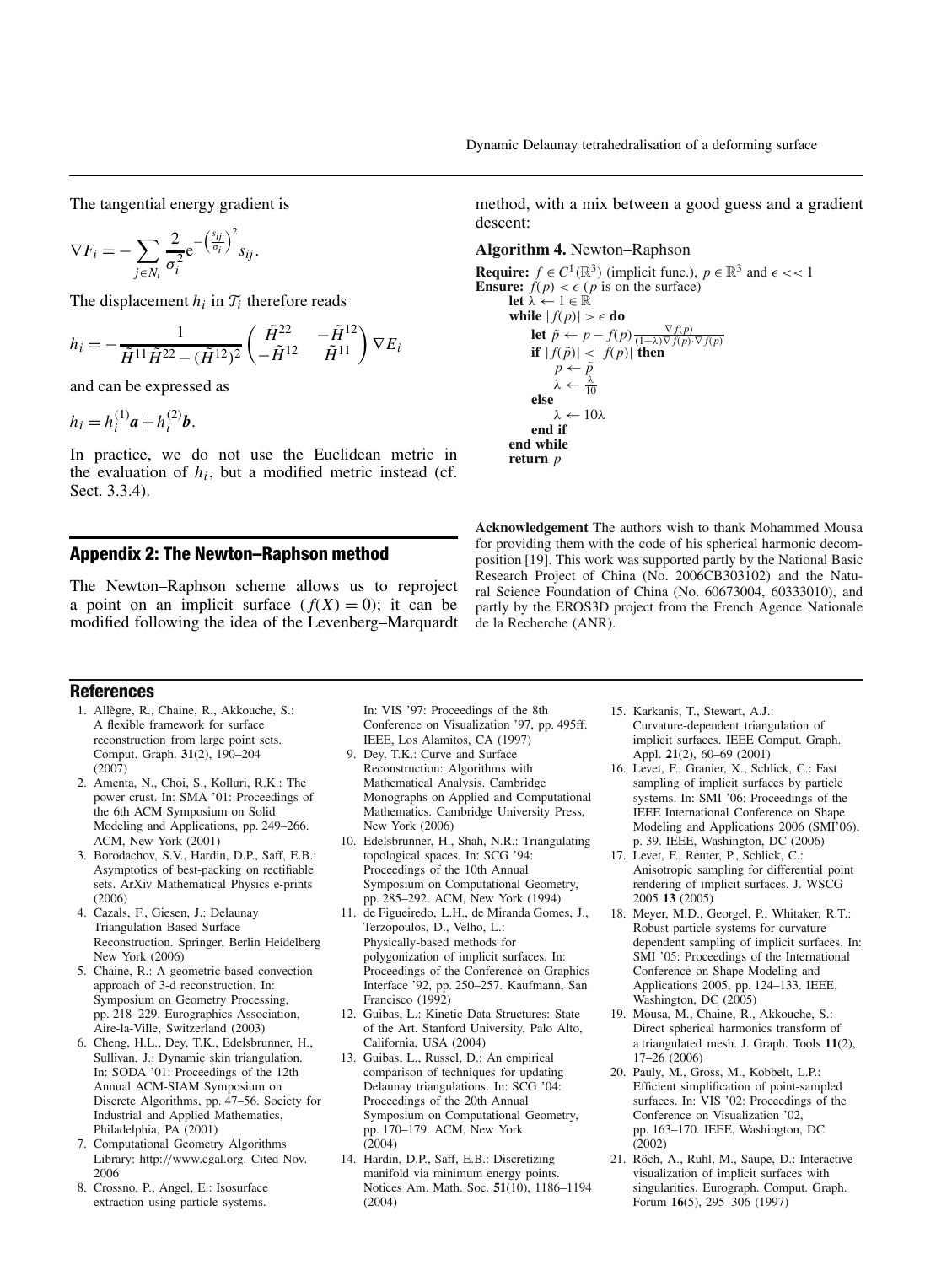The tangential energy gradient is

$$\nabla F_i = -\sum_{j \in N_i} \frac{2}{\sigma_i^2} e^{-\left(\frac{s_{ij}}{\sigma_i}\right)^2} s_{ij}.$$

The displacement $h_i$ in $\mathcal{T}_i$ therefore reads

$$h_i = -\frac{1}{\tilde{H}^{11}\tilde{H}^{22} - (\tilde{H}^{12})^2} \begin{pmatrix} \tilde{H}^{22} & -\tilde{H}^{12} \\ -\tilde{H}^{12} & \tilde{H}^{11} \end{pmatrix} \nabla E_i$$

and can be expressed as

$$h_i = h_i^{(1)} \boldsymbol{a} + h_i^{(2)} \boldsymbol{b}.$$

In practice, we do not use the Euclidean metric in the evaluation of $h_i$, but a modified metric instead (cf. Sect. 3.3.4).

## Appendix 2: The Newton–Raphson method

The Newton–Raphson scheme allows us to reproject a point on an implicit surface ($f(X) = 0$); it can be modified following the idea of the Levenberg–Marquardt method, with a mix between a good guess and a gradient descent:

**Algorithm 4.** Newton–Raphson

**Require:** $f \in C^1(\mathbb{R}^3)$ (implicit func.), $p \in \mathbb{R}^3$ and $\epsilon << 1$
**Ensure:** $f(p) < \epsilon$ ($p$ is on the surface)

```
let λ ← 1 ∈ ℝ
while |f(p)| > ε do
    let p̃ ← p − f(p) ∇f(p) / ((1+λ)∇f(p)·∇f(p))
    if |f(p̃)| < |f(p)| then
        p ← p̃
        λ ← λ/10
    else
        λ ← 10λ
    end if
end while
return p
```

**Acknowledgement** The authors wish to thank Mohammed Mousa for providing them with the code of his spherical harmonic decomposition [19]. This work was supported partly by the National Basic Research Project of China (No. 2006CB303102) and the Natural Science Foundation of China (No. 60673004, 60333010), and partly by the EROS3D project from the French Agence Nationale de la Recherche (ANR).

## References

1. Allègre, R., Chaine, R., Akkouche, S.: A flexible framework for surface reconstruction from large point sets. Comput. Graph. **31**(2), 190–204 (2007)
2. Amenta, N., Choi, S., Kolluri, R.K.: The power crust. In: SMA '01: Proceedings of the 6th ACM Symposium on Solid Modeling and Applications, pp. 249–266. ACM, New York (2001)
3. Borodachov, S.V., Hardin, D.P., Saff, E.B.: Asymptotics of best-packing on rectifiable sets. ArXiv Mathematical Physics e-prints (2006)
4. Cazals, F., Giesen, J.: Delaunay Triangulation Based Surface Reconstruction. Springer, Berlin Heidelberg New York (2006)
5. Chaine, R.: A geometric-based convection approach of 3-d reconstruction. In: Symposium on Geometry Processing, pp. 218–229. Eurographics Association, Aire-la-Ville, Switzerland (2003)
6. Cheng, H.L., Dey, T.K., Edelsbrunner, H., Sullivan, J.: Dynamic skin triangulation. In: SODA '01: Proceedings of the 12th Annual ACM-SIAM Symposium on Discrete Algorithms, pp. 47–56. Society for Industrial and Applied Mathematics, Philadelphia, PA (2001)
7. Computational Geometry Algorithms Library: http://www.cgal.org. Cited Nov. 2006
8. Crossno, P., Angel, E.: Isosurface extraction using particle systems. In: VIS '97: Proceedings of the 8th Conference on Visualization '97, pp. 495ff. IEEE, Los Alamitos, CA (1997)
9. Dey, T.K.: Curve and Surface Reconstruction: Algorithms with Mathematical Analysis. Cambridge Monographs on Applied and Computational Mathematics. Cambridge University Press, New York (2006)
10. Edelsbrunner, H., Shah, N.R.: Triangulating topological spaces. In: SCG '94: Proceedings of the 10th Annual Symposium on Computational Geometry, pp. 285–292. ACM, New York (1994)
11. de Figueiredo, L.H., de Miranda Gomes, J., Terzopoulos, D., Velho, L.: Physically-based methods for polygonization of implicit surfaces. In: Proceedings of the Conference on Graphics Interface '92, pp. 250–257. Kaufmann, San Francisco (1992)
12. Guibas, L.: Kinetic Data Structures: State of the Art. Stanford University, Palo Alto, California, USA (2004)
13. Guibas, L., Russel, D.: An empirical comparison of techniques for updating Delaunay triangulations. In: SCG '04: Proceedings of the 20th Annual Symposium on Computational Geometry, pp. 170–179. ACM, New York (2004)
14. Hardin, D.P., Saff, E.B.: Discretizing manifold via minimum energy points. Notices Am. Math. Soc. **51**(10), 1186–1194 (2004)
15. Karkanis, T., Stewart, A.J.: Curvature-dependent triangulation of implicit surfaces. IEEE Comput. Graph. Appl. **21**(2), 60–69 (2001)
16. Levet, F., Granier, X., Schlick, C.: Fast sampling of implicit surfaces by particle systems. In: SMI '06: Proceedings of the IEEE International Conference on Shape Modeling and Applications 2006 (SMI'06), p. 39. IEEE, Washington, DC (2006)
17. Levet, F., Reuter, P., Schlick, C.: Anisotropic sampling for differential point rendering of implicit surfaces. J. WSCG 2005 **13** (2005)
18. Meyer, M.D., Georgel, P., Whitaker, R.T.: Robust particle systems for curvature dependent sampling of implicit surfaces. In: SMI '05: Proceedings of the International Conference on Shape Modeling and Applications 2005, pp. 124–133. IEEE, Washington, DC (2005)
19. Mousa, M., Chaine, R., Akkouche, S.: Direct spherical harmonics transform of a triangulated mesh. J. Graph. Tools **11**(2), 17–26 (2006)
20. Pauly, M., Gross, M., Kobbelt, L.P.: Efficient simplification of point-sampled surfaces. In: VIS '02: Proceedings of the Conference on Visualization '02, pp. 163–170. IEEE, Washington, DC (2002)
21. Röch, A., Ruhl, M., Saupe, D.: Interactive visualization of implicit surfaces with singularities. Eurograph. Comput. Graph. Forum **16**(5), 295–306 (1997)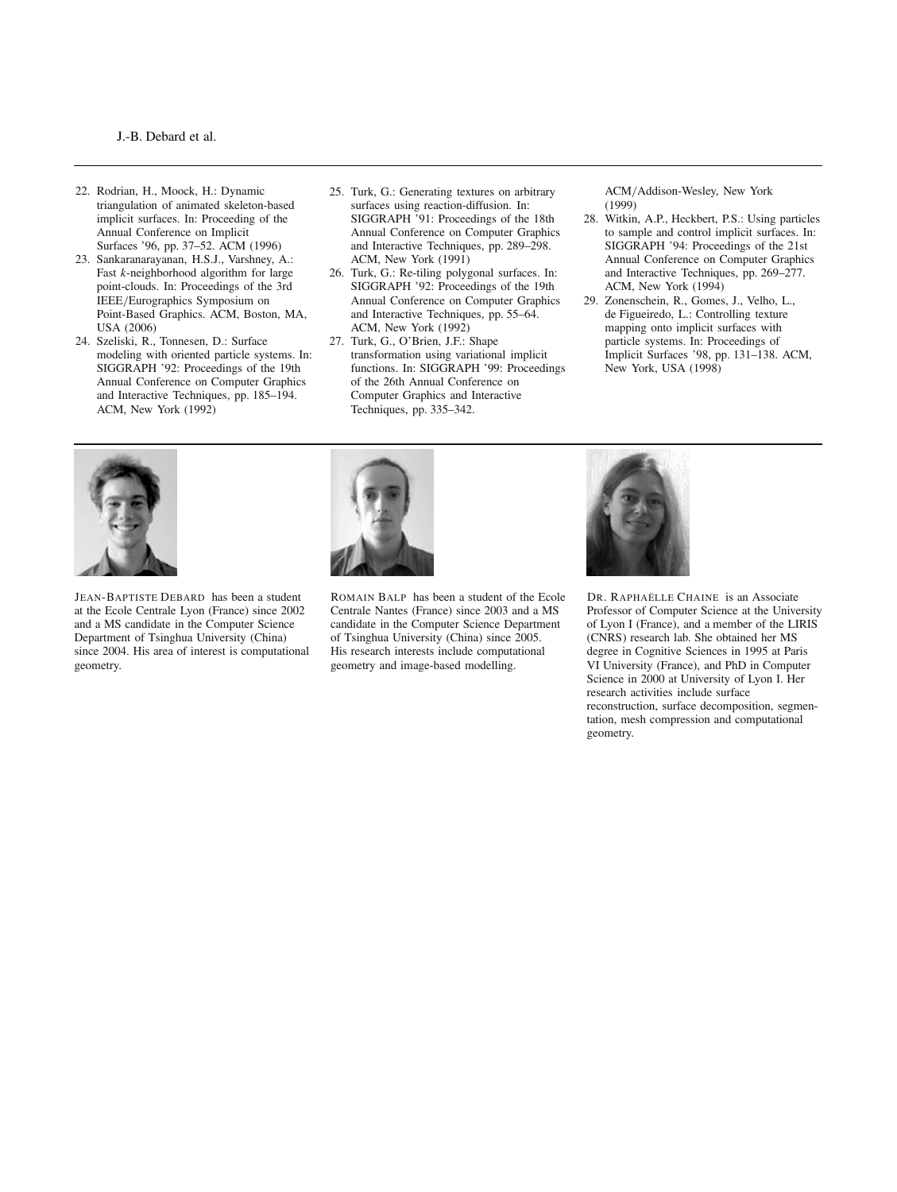22. Rodrian, H., Moock, H.: Dynamic triangulation of animated skeleton-based implicit surfaces. In: Proceeding of the Annual Conference on Implicit Surfaces '96, pp. 37–52. ACM (1996)
23. Sankaranarayanan, H.S.J., Varshney, A.: Fast $k$-neighborhood algorithm for large point-clouds. In: Proceedings of the 3rd IEEE/Eurographics Symposium on Point-Based Graphics. ACM, Boston, MA, USA (2006)
24. Szeliski, R., Tonnesen, D.: Surface modeling with oriented particle systems. In: SIGGRAPH '92: Proceedings of the 19th Annual Conference on Computer Graphics and Interactive Techniques, pp. 185–194. ACM, New York (1992)
25. Turk, G.: Generating textures on arbitrary surfaces using reaction-diffusion. In: SIGGRAPH '91: Proceedings of the 18th Annual Conference on Computer Graphics and Interactive Techniques, pp. 289–298. ACM, New York (1991)
26. Turk, G.: Re-tiling polygonal surfaces. In: SIGGRAPH '92: Proceedings of the 19th Annual Conference on Computer Graphics and Interactive Techniques, pp. 55–64. ACM, New York (1992)
27. Turk, G., O'Brien, J.F.: Shape transformation using variational implicit functions. In: SIGGRAPH '99: Proceedings of the 26th Annual Conference on Computer Graphics and Interactive Techniques, pp. 335–342. ACM/Addison-Wesley, New York (1999)
28. Witkin, A.P., Heckbert, P.S.: Using particles to sample and control implicit surfaces. In: SIGGRAPH '94: Proceedings of the 21st Annual Conference on Computer Graphics and Interactive Techniques, pp. 269–277. ACM, New York (1994)
29. Zonenschein, R., Gomes, J., Velho, L., de Figueiredo, L.: Controlling texture mapping onto implicit surfaces with particle systems. In: Proceedings of Implicit Surfaces '98, pp. 131–138. ACM, New York, USA (1998)

JEAN-BAPTISTE DEBARD has been a student at the Ecole Centrale Lyon (France) since 2002 and a MS candidate in the Computer Science Department of Tsinghua University (China) since 2004. His area of interest is computational geometry.

ROMAIN BALP has been a student of the Ecole Centrale Nantes (France) since 2003 and a MS candidate in the Computer Science Department of Tsinghua University (China) since 2005. His research interests include computational geometry and image-based modelling.

DR. RAPHAËLLE CHAINE is an Associate Professor of Computer Science at the University of Lyon I (France), and a member of the LIRIS (CNRS) research lab. She obtained her MS degree in Cognitive Sciences in 1995 at Paris VI University (France), and PhD in Computer Science in 2000 at University of Lyon I. Her research activities include surface reconstruction, surface decomposition, segmentation, mesh compression and computational geometry.